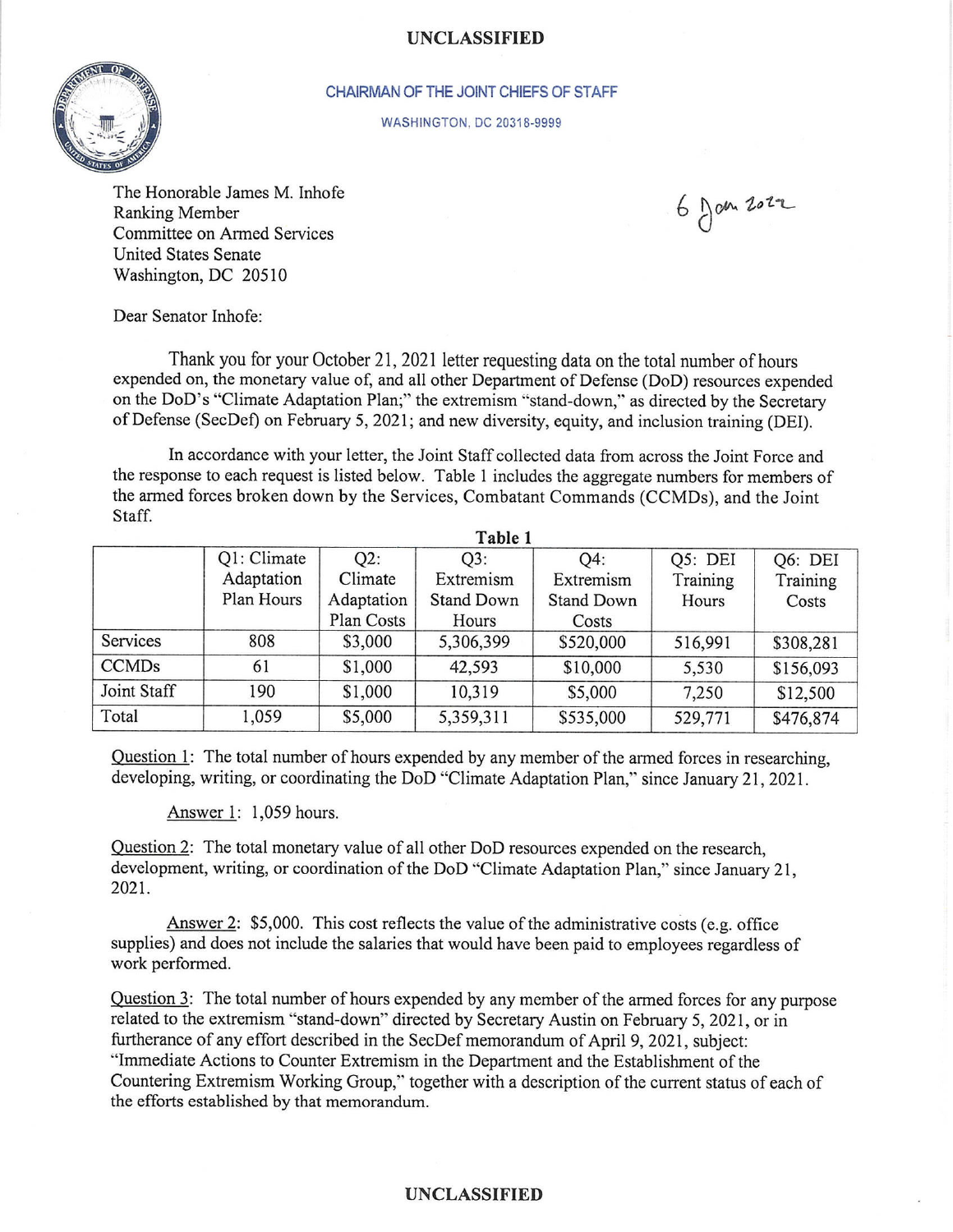UNCLASSIFIED

CHAIRMAN OF THE JOINT CHIEFS OF STAFF

WASHINGTON, DC 20318-9999

The Honorable James M. Inhofe
Ranking Member
Committee on Armed Services
United States Senate
Washington, DC 20510

6 Jan 2022

Dear Senator Inhofe:

Thank you for your October 21, 2021 letter requesting data on the total number of hours expended on, the monetary value of, and all other Department of Defense (DoD) resources expended on the DoD's "Climate Adaptation Plan;" the extremism "stand-down," as directed by the Secretary of Defense (SecDef) on February 5, 2021; and new diversity, equity, and inclusion training (DEI).

In accordance with your letter, the Joint Staff collected data from across the Joint Force and the response to each request is listed below. Table 1 includes the aggregate numbers for members of the armed forces broken down by the Services, Combatant Commands (CCMDs), and the Joint Staff.

**Table 1**

| | Q1: Climate Adaptation Plan Hours | Q2: Climate Adaptation Plan Costs | Q3: Extremism Stand Down Hours | Q4: Extremism Stand Down Costs | Q5: DEI Training Hours | Q6: DEI Training Costs |
|---|---|---|---|---|---|---|
| Services | 808 | $3,000 | 5,306,399 | $520,000 | 516,991 | $308,281 |
| CCMDs | 61 | $1,000 | 42,593 | $10,000 | 5,530 | $156,093 |
| Joint Staff | 190 | $1,000 | 10,319 | $5,000 | 7,250 | $12,500 |
| Total | 1,059 | $5,000 | 5,359,311 | $535,000 | 529,771 | $476,874 |

Question 1: The total number of hours expended by any member of the armed forces in researching, developing, writing, or coordinating the DoD "Climate Adaptation Plan," since January 21, 2021.

Answer 1: 1,059 hours.

Question 2: The total monetary value of all other DoD resources expended on the research, development, writing, or coordination of the DoD "Climate Adaptation Plan," since January 21, 2021.

Answer 2: $5,000. This cost reflects the value of the administrative costs (e.g. office supplies) and does not include the salaries that would have been paid to employees regardless of work performed.

Question 3: The total number of hours expended by any member of the armed forces for any purpose related to the extremism "stand-down" directed by Secretary Austin on February 5, 2021, or in furtherance of any effort described in the SecDef memorandum of April 9, 2021, subject: "Immediate Actions to Counter Extremism in the Department and the Establishment of the Countering Extremism Working Group," together with a description of the current status of each of the efforts established by that memorandum.

UNCLASSIFIED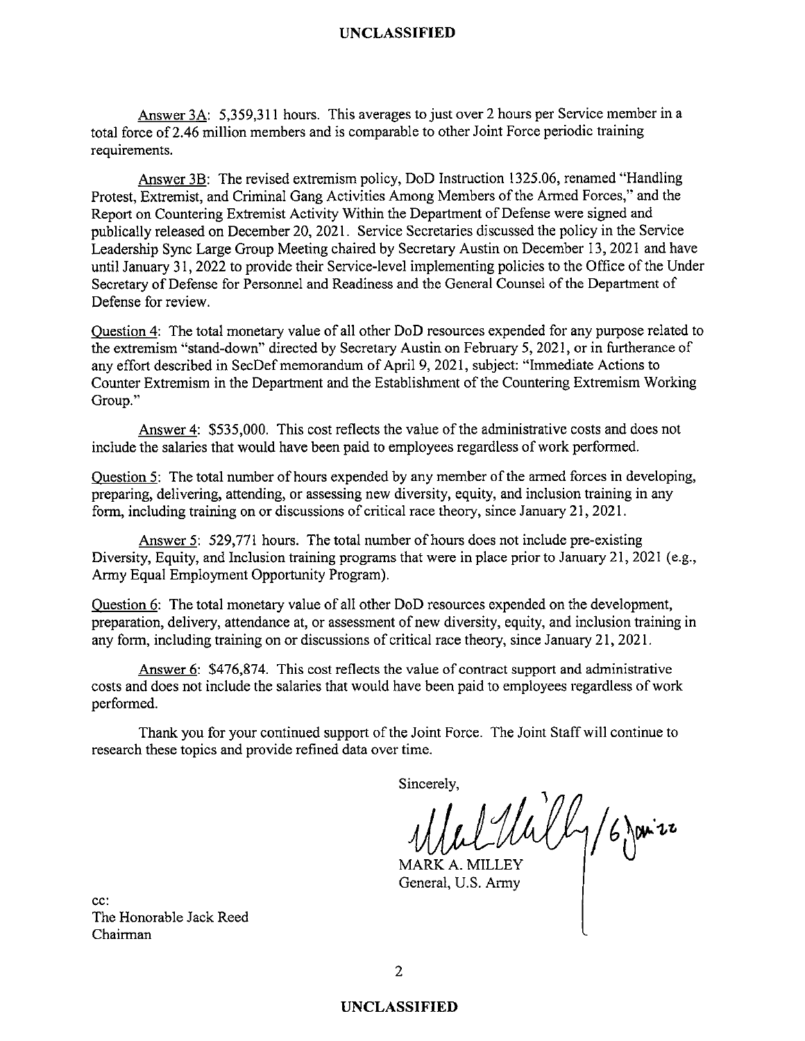Answer 3A: 5,359,311 hours. This averages to just over 2 hours per Service member in a total force of 2.46 million members and is comparable to other Joint Force periodic training requirements.

Answer 3B: The revised extremism policy, DoD Instruction 1325.06, renamed "Handling Protest, Extremist, and Criminal Gang Activities Among Members of the Armed Forces," and the Report on Countering Extremist Activity Within the Department of Defense were signed and publically released on December 20, 2021. Service Secretaries discussed the policy in the Service Leadership Sync Large Group Meeting chaired by Secretary Austin on December 13, 2021 and have until January 31, 2022 to provide their Service-level implementing policies to the Office of the Under Secretary of Defense for Personnel and Readiness and the General Counsel of the Department of Defense for review.

Question 4: The total monetary value of all other DoD resources expended for any purpose related to the extremism "stand-down" directed by Secretary Austin on February 5, 2021, or in furtherance of any effort described in SecDef memorandum of April 9, 2021, subject: "Immediate Actions to Counter Extremism in the Department and the Establishment of the Countering Extremism Working Group."

Answer 4: $535,000. This cost reflects the value of the administrative costs and does not include the salaries that would have been paid to employees regardless of work performed.

Question 5: The total number of hours expended by any member of the armed forces in developing, preparing, delivering, attending, or assessing new diversity, equity, and inclusion training in any form, including training on or discussions of critical race theory, since January 21, 2021.

Answer 5: 529,771 hours. The total number of hours does not include pre-existing Diversity, Equity, and Inclusion training programs that were in place prior to January 21, 2021 (e.g., Army Equal Employment Opportunity Program).

Question 6: The total monetary value of all other DoD resources expended on the development, preparation, delivery, attendance at, or assessment of new diversity, equity, and inclusion training in any form, including training on or discussions of critical race theory, since January 21, 2021.

Answer 6: $476,874. This cost reflects the value of contract support and administrative costs and does not include the salaries that would have been paid to employees regardless of work performed.

Thank you for your continued support of the Joint Force. The Joint Staff will continue to research these topics and provide refined data over time.

Sincerely,

MARK A. MILLEY
General, U.S. Army

6 Jan 22

cc:
The Honorable Jack Reed
Chairman